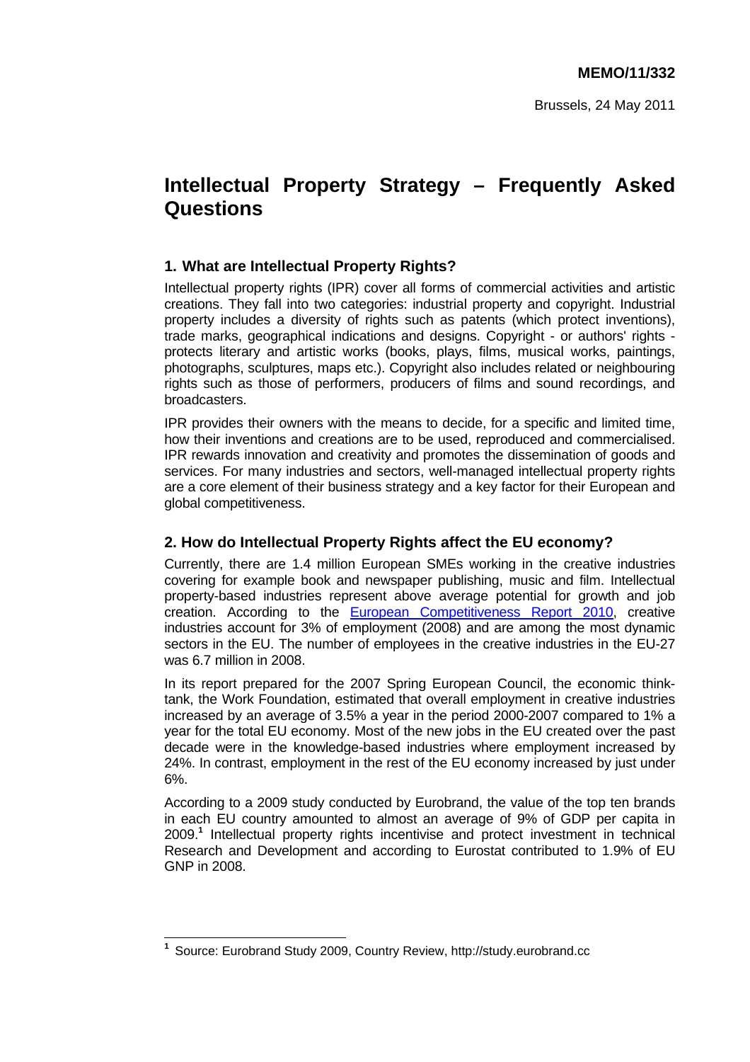**MEMO/11/332**

Brussels, 24 May 2011

# Intellectual Property Strategy – Frequently Asked Questions

## 1. What are Intellectual Property Rights?

Intellectual property rights (IPR) cover all forms of commercial activities and artistic creations. They fall into two categories: industrial property and copyright. Industrial property includes a diversity of rights such as patents (which protect inventions), trade marks, geographical indications and designs. Copyright - or authors' rights - protects literary and artistic works (books, plays, films, musical works, paintings, photographs, sculptures, maps etc.). Copyright also includes related or neighbouring rights such as those of performers, producers of films and sound recordings, and broadcasters.

IPR provides their owners with the means to decide, for a specific and limited time, how their inventions and creations are to be used, reproduced and commercialised. IPR rewards innovation and creativity and promotes the dissemination of goods and services. For many industries and sectors, well-managed intellectual property rights are a core element of their business strategy and a key factor for their European and global competitiveness.

## 2. How do Intellectual Property Rights affect the EU economy?

Currently, there are 1.4 million European SMEs working in the creative industries covering for example book and newspaper publishing, music and film. Intellectual property-based industries represent above average potential for growth and job creation. According to the European Competitiveness Report 2010, creative industries account for 3% of employment (2008) and are among the most dynamic sectors in the EU. The number of employees in the creative industries in the EU-27 was 6.7 million in 2008.

In its report prepared for the 2007 Spring European Council, the economic think-tank, the Work Foundation, estimated that overall employment in creative industries increased by an average of 3.5% a year in the period 2000-2007 compared to 1% a year for the total EU economy. Most of the new jobs in the EU created over the past decade were in the knowledge-based industries where employment increased by 24%. In contrast, employment in the rest of the EU economy increased by just under 6%.

According to a 2009 study conducted by Eurobrand, the value of the top ten brands in each EU country amounted to almost an average of 9% of GDP per capita in 2009.[1] Intellectual property rights incentivise and protect investment in technical Research and Development and according to Eurostat contributed to 1.9% of EU GNP in 2008.

[1] Source: Eurobrand Study 2009, Country Review, http://study.eurobrand.cc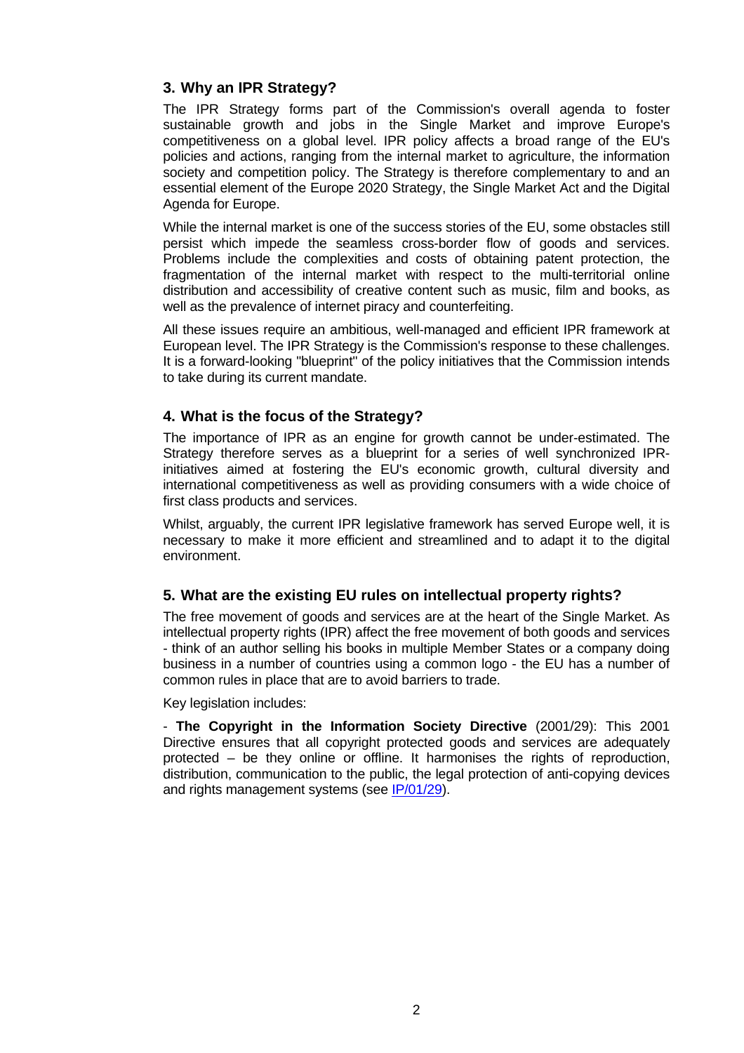### 3. Why an IPR Strategy?

The IPR Strategy forms part of the Commission's overall agenda to foster sustainable growth and jobs in the Single Market and improve Europe's competitiveness on a global level. IPR policy affects a broad range of the EU's policies and actions, ranging from the internal market to agriculture, the information society and competition policy. The Strategy is therefore complementary to and an essential element of the Europe 2020 Strategy, the Single Market Act and the Digital Agenda for Europe.

While the internal market is one of the success stories of the EU, some obstacles still persist which impede the seamless cross-border flow of goods and services. Problems include the complexities and costs of obtaining patent protection, the fragmentation of the internal market with respect to the multi-territorial online distribution and accessibility of creative content such as music, film and books, as well as the prevalence of internet piracy and counterfeiting.

All these issues require an ambitious, well-managed and efficient IPR framework at European level. The IPR Strategy is the Commission's response to these challenges. It is a forward-looking "blueprint" of the policy initiatives that the Commission intends to take during its current mandate.

### 4. What is the focus of the Strategy?

The importance of IPR as an engine for growth cannot be under-estimated. The Strategy therefore serves as a blueprint for a series of well synchronized IPR-initiatives aimed at fostering the EU's economic growth, cultural diversity and international competitiveness as well as providing consumers with a wide choice of first class products and services.

Whilst, arguably, the current IPR legislative framework has served Europe well, it is necessary to make it more efficient and streamlined and to adapt it to the digital environment.

### 5. What are the existing EU rules on intellectual property rights?

The free movement of goods and services are at the heart of the Single Market. As intellectual property rights (IPR) affect the free movement of both goods and services - think of an author selling his books in multiple Member States or a company doing business in a number of countries using a common logo - the EU has a number of common rules in place that are to avoid barriers to trade.

Key legislation includes:

- **The Copyright in the Information Society Directive** (2001/29): This 2001 Directive ensures that all copyright protected goods and services are adequately protected – be they online or offline. It harmonises the rights of reproduction, distribution, communication to the public, the legal protection of anti-copying devices and rights management systems (see IP/01/29).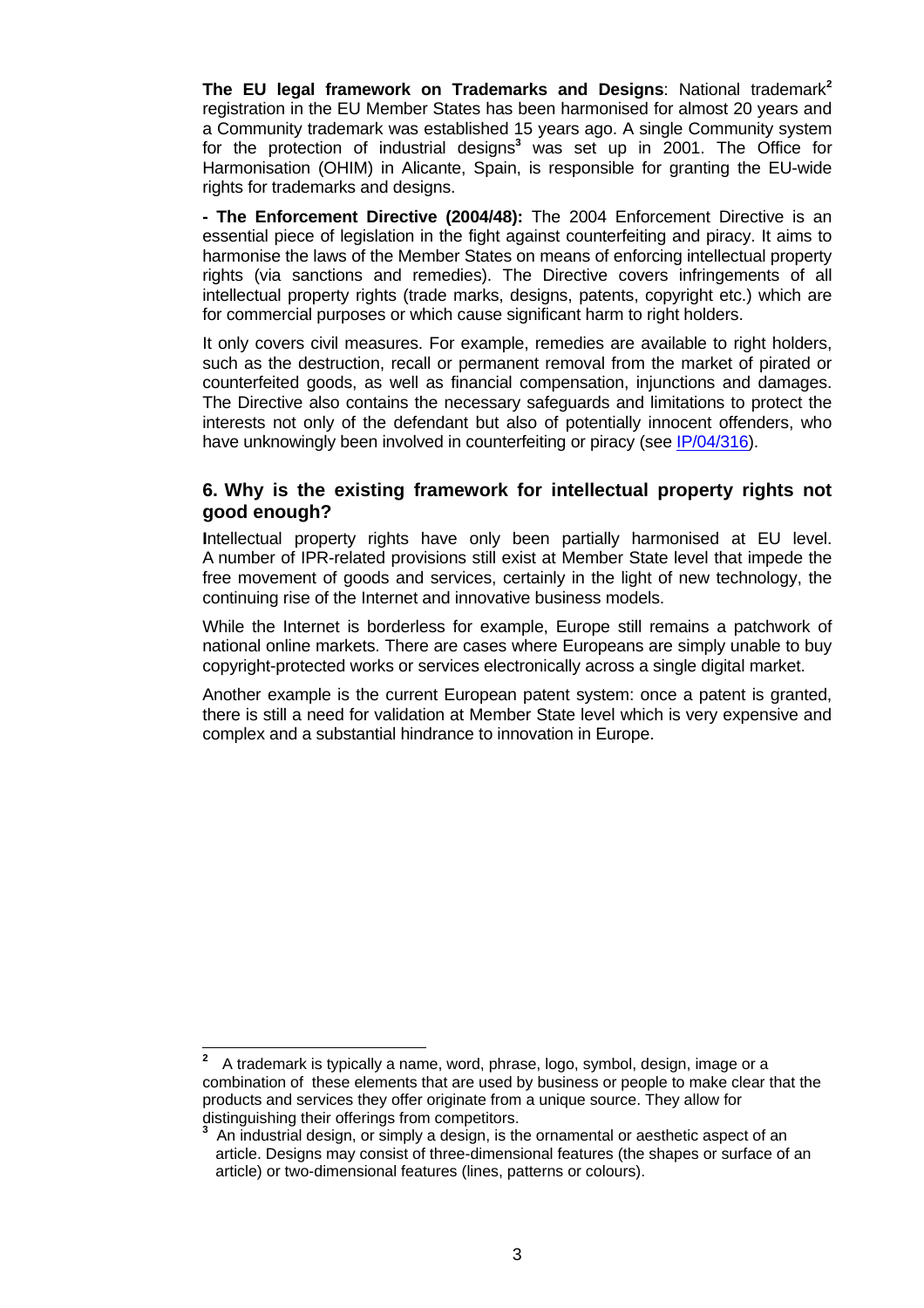**The EU legal framework on Trademarks and Designs**: National trademark[2] registration in the EU Member States has been harmonised for almost 20 years and a Community trademark was established 15 years ago. A single Community system for the protection of industrial designs[3] was set up in 2001. The Office for Harmonisation (OHIM) in Alicante, Spain, is responsible for granting the EU-wide rights for trademarks and designs.

**- The Enforcement Directive (2004/48):** The 2004 Enforcement Directive is an essential piece of legislation in the fight against counterfeiting and piracy. It aims to harmonise the laws of the Member States on means of enforcing intellectual property rights (via sanctions and remedies). The Directive covers infringements of all intellectual property rights (trade marks, designs, patents, copyright etc.) which are for commercial purposes or which cause significant harm to right holders.

It only covers civil measures. For example, remedies are available to right holders, such as the destruction, recall or permanent removal from the market of pirated or counterfeited goods, as well as financial compensation, injunctions and damages. The Directive also contains the necessary safeguards and limitations to protect the interests not only of the defendant but also of potentially innocent offenders, who have unknowingly been involved in counterfeiting or piracy (see IP/04/316).

### 6. Why is the existing framework for intellectual property rights not good enough?

Intellectual property rights have only been partially harmonised at EU level. A number of IPR-related provisions still exist at Member State level that impede the free movement of goods and services, certainly in the light of new technology, the continuing rise of the Internet and innovative business models.

While the Internet is borderless for example, Europe still remains a patchwork of national online markets. There are cases where Europeans are simply unable to buy copyright-protected works or services electronically across a single digital market.

Another example is the current European patent system: once a patent is granted, there is still a need for validation at Member State level which is very expensive and complex and a substantial hindrance to innovation in Europe.

---

[2] A trademark is typically a name, word, phrase, logo, symbol, design, image or a combination of these elements that are used by business or people to make clear that the products and services they offer originate from a unique source. They allow for distinguishing their offerings from competitors.

[3] An industrial design, or simply a design, is the ornamental or aesthetic aspect of an article. Designs may consist of three-dimensional features (the shapes or surface of an article) or two-dimensional features (lines, patterns or colours).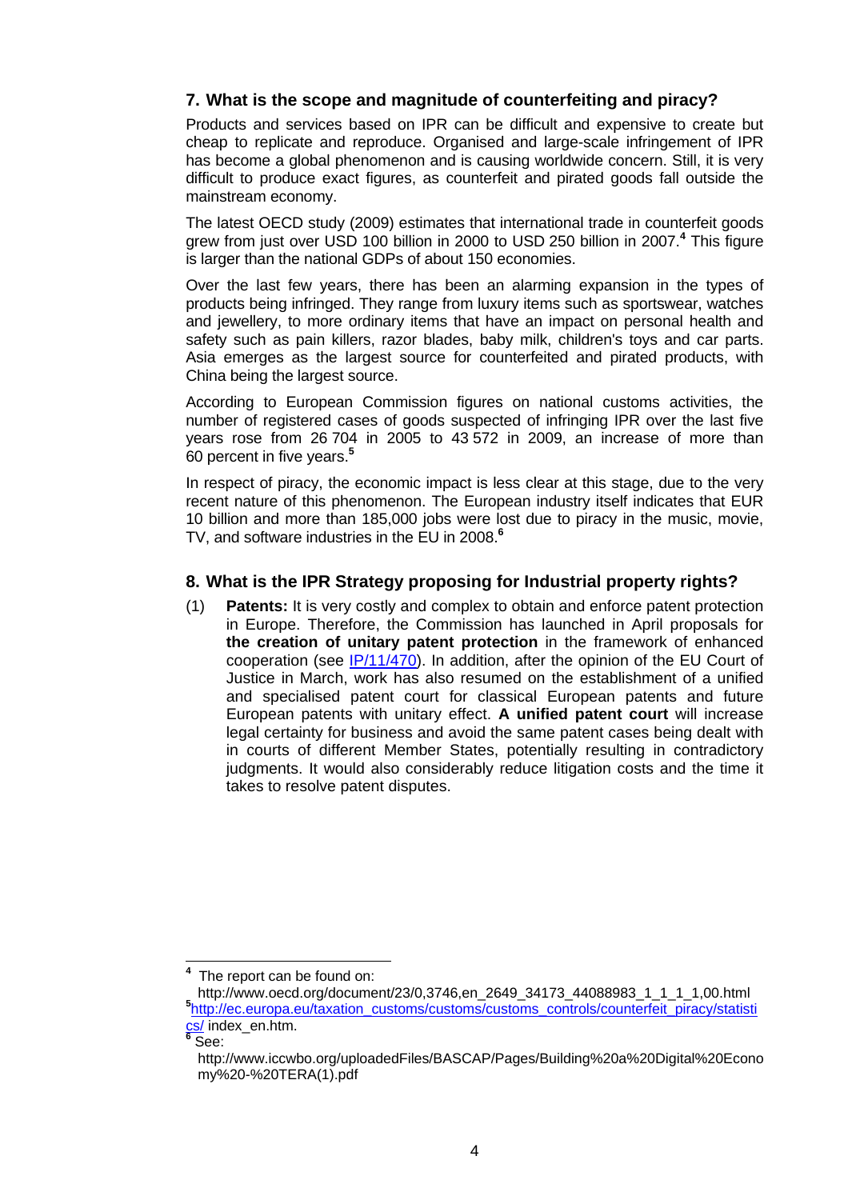## 7. What is the scope and magnitude of counterfeiting and piracy?

Products and services based on IPR can be difficult and expensive to create but cheap to replicate and reproduce. Organised and large-scale infringement of IPR has become a global phenomenon and is causing worldwide concern. Still, it is very difficult to produce exact figures, as counterfeit and pirated goods fall outside the mainstream economy.

The latest OECD study (2009) estimates that international trade in counterfeit goods grew from just over USD 100 billion in 2000 to USD 250 billion in 2007.[4] This figure is larger than the national GDPs of about 150 economies.

Over the last few years, there has been an alarming expansion in the types of products being infringed. They range from luxury items such as sportswear, watches and jewellery, to more ordinary items that have an impact on personal health and safety such as pain killers, razor blades, baby milk, children's toys and car parts. Asia emerges as the largest source for counterfeited and pirated products, with China being the largest source.

According to European Commission figures on national customs activities, the number of registered cases of goods suspected of infringing IPR over the last five years rose from 26 704 in 2005 to 43 572 in 2009, an increase of more than 60 percent in five years.[5]

In respect of piracy, the economic impact is less clear at this stage, due to the very recent nature of this phenomenon. The European industry itself indicates that EUR 10 billion and more than 185,000 jobs were lost due to piracy in the music, movie, TV, and software industries in the EU in 2008.[6]

## 8. What is the IPR Strategy proposing for Industrial property rights?

(1) **Patents:** It is very costly and complex to obtain and enforce patent protection in Europe. Therefore, the Commission has launched in April proposals for **the creation of unitary patent protection** in the framework of enhanced cooperation (see [IP/11/470](IP/11/470)). In addition, after the opinion of the EU Court of Justice in March, work has also resumed on the establishment of a unified and specialised patent court for classical European patents and future European patents with unitary effect. **A unified patent court** will increase legal certainty for business and avoid the same patent cases being dealt with in courts of different Member States, potentially resulting in contradictory judgments. It would also considerably reduce litigation costs and the time it takes to resolve patent disputes.

---

[4] The report can be found on: http://www.oecd.org/document/23/0,3746,en_2649_34173_44088983_1_1_1_1,00.html

[5] [http://ec.europa.eu/taxation_customs/customs/customs_controls/counterfeit_piracy/statistics/](http://ec.europa.eu/taxation_customs/customs/customs_controls/counterfeit_piracy/statistics/) index_en.htm.

[6] See: http://www.iccwbo.org/uploadedFiles/BASCAP/Pages/Building%20a%20Digital%20Economy%20-%20TERA(1).pdf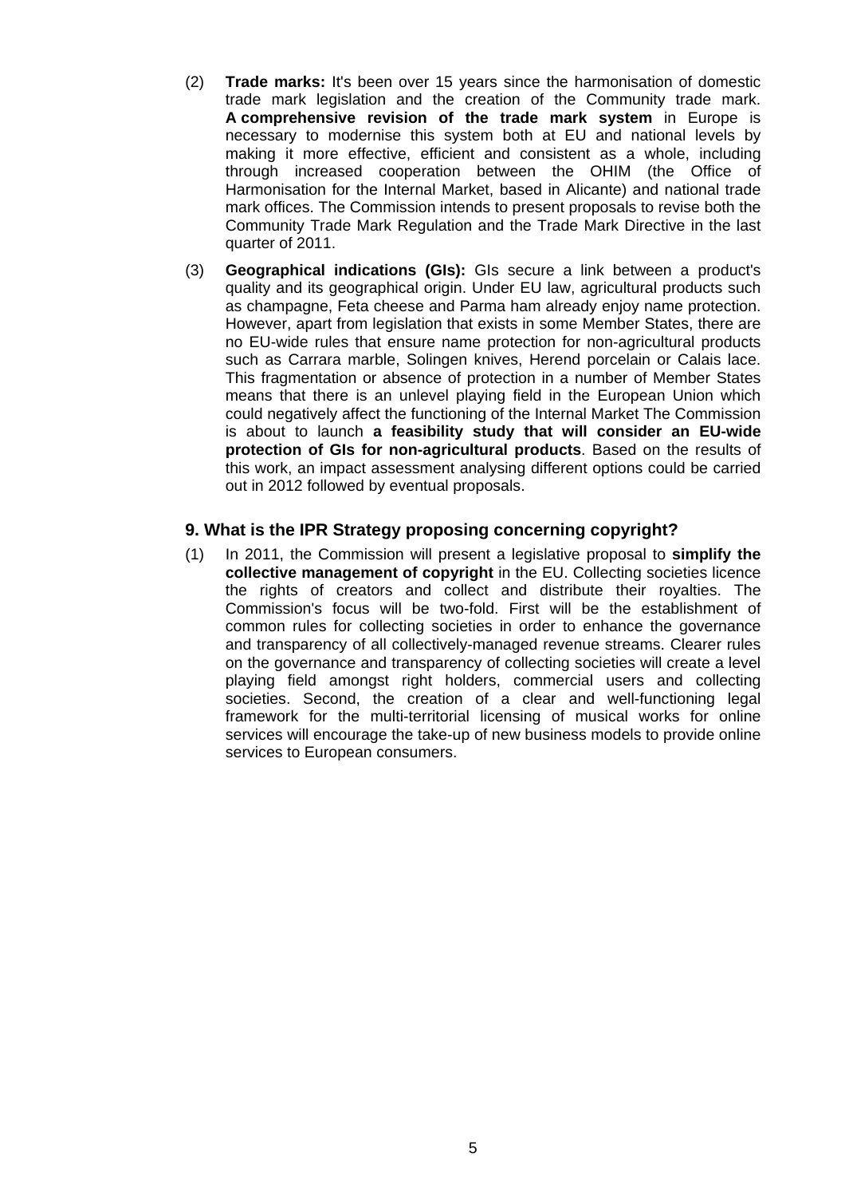(2) **Trade marks:** It's been over 15 years since the harmonisation of domestic trade mark legislation and the creation of the Community trade mark. **A comprehensive revision of the trade mark system** in Europe is necessary to modernise this system both at EU and national levels by making it more effective, efficient and consistent as a whole, including through increased cooperation between the OHIM (the Office of Harmonisation for the Internal Market, based in Alicante) and national trade mark offices. The Commission intends to present proposals to revise both the Community Trade Mark Regulation and the Trade Mark Directive in the last quarter of 2011.

(3) **Geographical indications (GIs):** GIs secure a link between a product's quality and its geographical origin. Under EU law, agricultural products such as champagne, Feta cheese and Parma ham already enjoy name protection. However, apart from legislation that exists in some Member States, there are no EU-wide rules that ensure name protection for non-agricultural products such as Carrara marble, Solingen knives, Herend porcelain or Calais lace. This fragmentation or absence of protection in a number of Member States means that there is an unlevel playing field in the European Union which could negatively affect the functioning of the Internal Market The Commission is about to launch **a feasibility study that will consider an EU-wide protection of GIs for non-agricultural products**. Based on the results of this work, an impact assessment analysing different options could be carried out in 2012 followed by eventual proposals.

### 9. What is the IPR Strategy proposing concerning copyright?

(1) In 2011, the Commission will present a legislative proposal to **simplify the collective management of copyright** in the EU. Collecting societies licence the rights of creators and collect and distribute their royalties. The Commission's focus will be two-fold. First will be the establishment of common rules for collecting societies in order to enhance the governance and transparency of all collectively-managed revenue streams. Clearer rules on the governance and transparency of collecting societies will create a level playing field amongst right holders, commercial users and collecting societies. Second, the creation of a clear and well-functioning legal framework for the multi-territorial licensing of musical works for online services will encourage the take-up of new business models to provide online services to European consumers.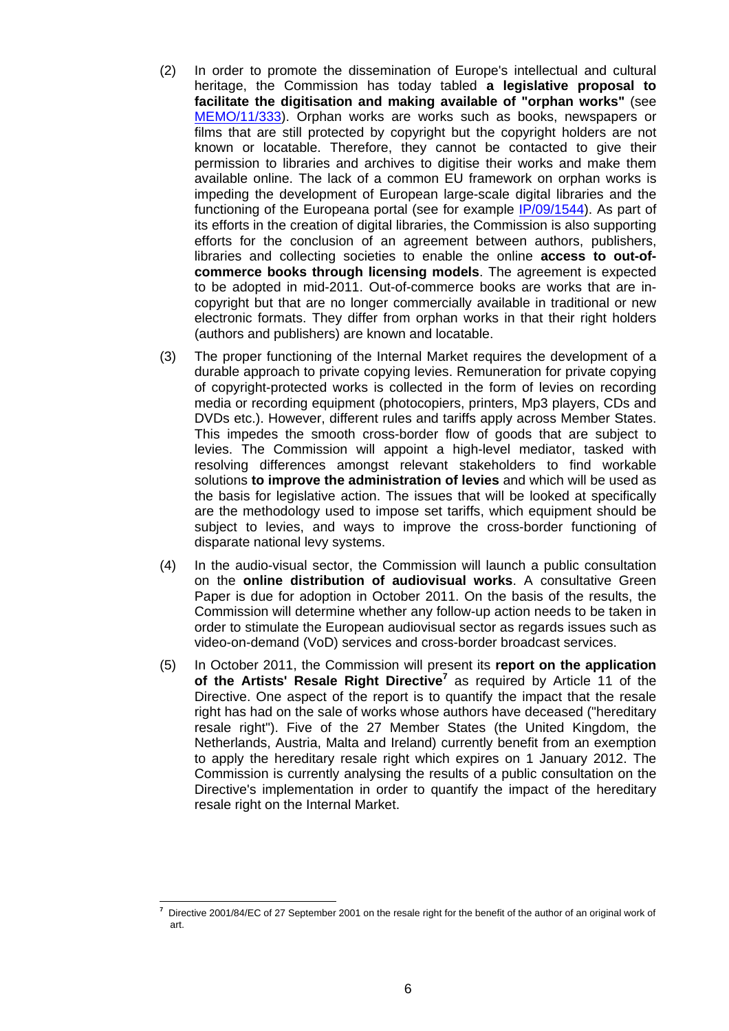(2) In order to promote the dissemination of Europe's intellectual and cultural heritage, the Commission has today tabled **a legislative proposal to facilitate the digitisation and making available of "orphan works"** (see MEMO/11/333). Orphan works are works such as books, newspapers or films that are still protected by copyright but the copyright holders are not known or locatable. Therefore, they cannot be contacted to give their permission to libraries and archives to digitise their works and make them available online. The lack of a common EU framework on orphan works is impeding the development of European large-scale digital libraries and the functioning of the Europeana portal (see for example IP/09/1544). As part of its efforts in the creation of digital libraries, the Commission is also supporting efforts for the conclusion of an agreement between authors, publishers, libraries and collecting societies to enable the online **access to out-of-commerce books through licensing models**. The agreement is expected to be adopted in mid-2011. Out-of-commerce books are works that are in-copyright but that are no longer commercially available in traditional or new electronic formats. They differ from orphan works in that their right holders (authors and publishers) are known and locatable.

(3) The proper functioning of the Internal Market requires the development of a durable approach to private copying levies. Remuneration for private copying of copyright-protected works is collected in the form of levies on recording media or recording equipment (photocopiers, printers, Mp3 players, CDs and DVDs etc.). However, different rules and tariffs apply across Member States. This impedes the smooth cross-border flow of goods that are subject to levies. The Commission will appoint a high-level mediator, tasked with resolving differences amongst relevant stakeholders to find workable solutions **to improve the administration of levies** and which will be used as the basis for legislative action. The issues that will be looked at specifically are the methodology used to impose set tariffs, which equipment should be subject to levies, and ways to improve the cross-border functioning of disparate national levy systems.

(4) In the audio-visual sector, the Commission will launch a public consultation on the **online distribution of audiovisual works**. A consultative Green Paper is due for adoption in October 2011. On the basis of the results, the Commission will determine whether any follow-up action needs to be taken in order to stimulate the European audiovisual sector as regards issues such as video-on-demand (VoD) services and cross-border broadcast services.

(5) In October 2011, the Commission will present its **report on the application of the Artists' Resale Right Directive**[7] as required by Article 11 of the Directive. One aspect of the report is to quantify the impact that the resale right has had on the sale of works whose authors have deceased ("hereditary resale right"). Five of the 27 Member States (the United Kingdom, the Netherlands, Austria, Malta and Ireland) currently benefit from an exemption to apply the hereditary resale right which expires on 1 January 2012. The Commission is currently analysing the results of a public consultation on the Directive's implementation in order to quantify the impact of the hereditary resale right on the Internal Market.

---

[7] Directive 2001/84/EC of 27 September 2001 on the resale right for the benefit of the author of an original work of art.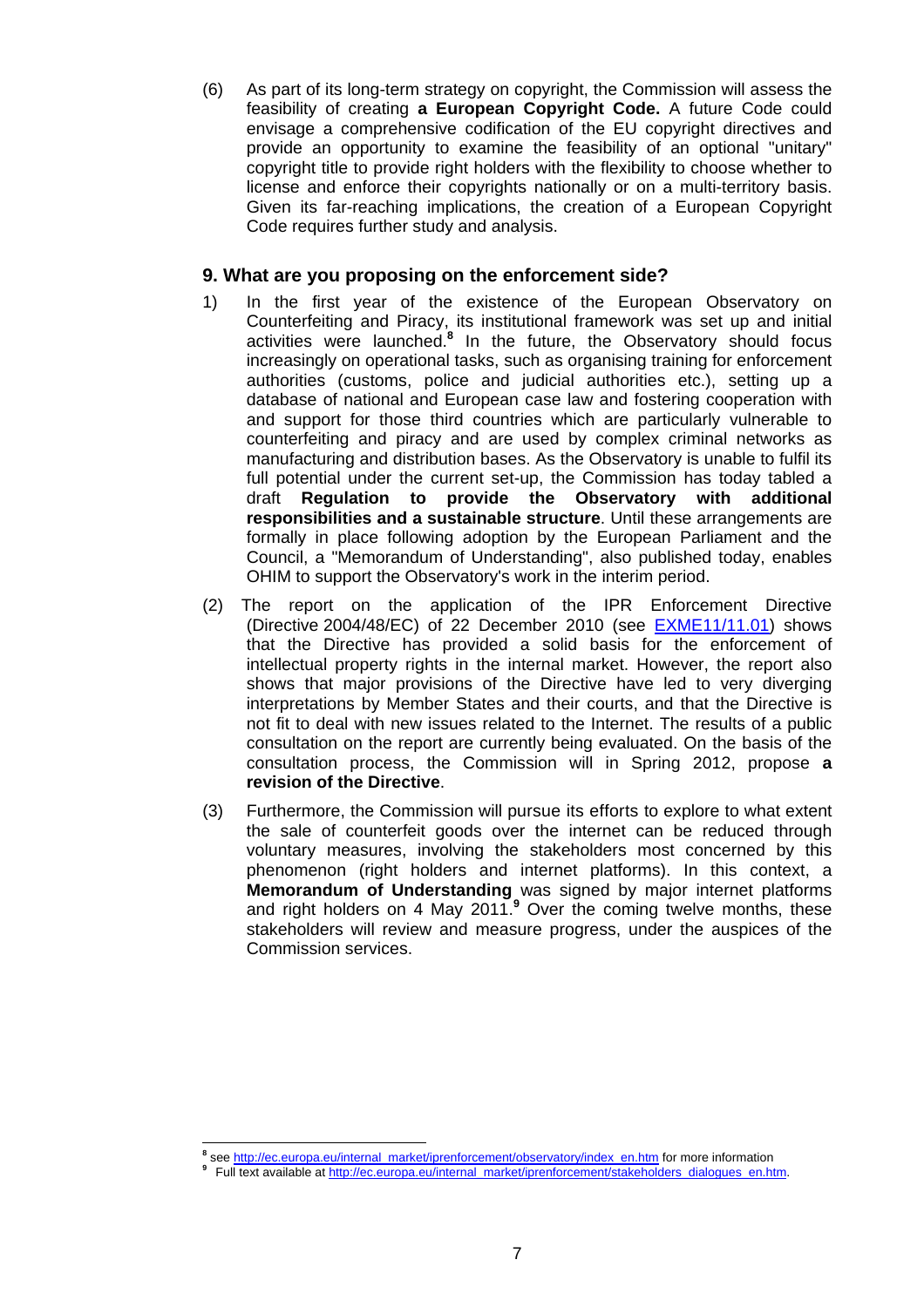(6) As part of its long-term strategy on copyright, the Commission will assess the feasibility of creating **a European Copyright Code.** A future Code could envisage a comprehensive codification of the EU copyright directives and provide an opportunity to examine the feasibility of an optional "unitary" copyright title to provide right holders with the flexibility to choose whether to license and enforce their copyrights nationally or on a multi-territory basis. Given its far-reaching implications, the creation of a European Copyright Code requires further study and analysis.

## 9. What are you proposing on the enforcement side?

1) In the first year of the existence of the European Observatory on Counterfeiting and Piracy, its institutional framework was set up and initial activities were launched.[8] In the future, the Observatory should focus increasingly on operational tasks, such as organising training for enforcement authorities (customs, police and judicial authorities etc.), setting up a database of national and European case law and fostering cooperation with and support for those third countries which are particularly vulnerable to counterfeiting and piracy and are used by complex criminal networks as manufacturing and distribution bases. As the Observatory is unable to fulfil its full potential under the current set-up, the Commission has today tabled a draft **Regulation to provide the Observatory with additional responsibilities and a sustainable structure**. Until these arrangements are formally in place following adoption by the European Parliament and the Council, a "Memorandum of Understanding", also published today, enables OHIM to support the Observatory's work in the interim period.

(2) The report on the application of the IPR Enforcement Directive (Directive 2004/48/EC) of 22 December 2010 (see EXME11/11.01) shows that the Directive has provided a solid basis for the enforcement of intellectual property rights in the internal market. However, the report also shows that major provisions of the Directive have led to very diverging interpretations by Member States and their courts, and that the Directive is not fit to deal with new issues related to the Internet. The results of a public consultation on the report are currently being evaluated. On the basis of the consultation process, the Commission will in Spring 2012, propose **a revision of the Directive**.

(3) Furthermore, the Commission will pursue its efforts to explore to what extent the sale of counterfeit goods over the internet can be reduced through voluntary measures, involving the stakeholders most concerned by this phenomenon (right holders and internet platforms). In this context, a **Memorandum of Understanding** was signed by major internet platforms and right holders on 4 May 2011.[9] Over the coming twelve months, these stakeholders will review and measure progress, under the auspices of the Commission services.

---

[8] see http://ec.europa.eu/internal_market/iprenforcement/observatory/index_en.htm for more information

[9] Full text available at http://ec.europa.eu/internal_market/iprenforcement/stakeholders_dialogues_en.htm.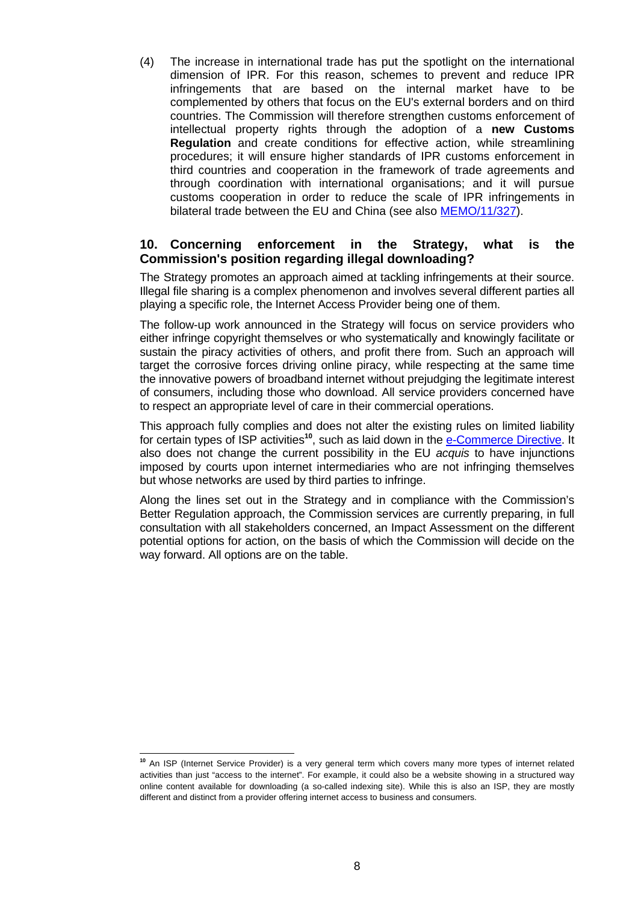(4) The increase in international trade has put the spotlight on the international dimension of IPR. For this reason, schemes to prevent and reduce IPR infringements that are based on the internal market have to be complemented by others that focus on the EU's external borders and on third countries. The Commission will therefore strengthen customs enforcement of intellectual property rights through the adoption of a **new Customs Regulation** and create conditions for effective action, while streamlining procedures; it will ensure higher standards of IPR customs enforcement in third countries and cooperation in the framework of trade agreements and through coordination with international organisations; and it will pursue customs cooperation in order to reduce the scale of IPR infringements in bilateral trade between the EU and China (see also MEMO/11/327).

## 10. Concerning enforcement in the Strategy, what is the Commission's position regarding illegal downloading?

The Strategy promotes an approach aimed at tackling infringements at their source. Illegal file sharing is a complex phenomenon and involves several different parties all playing a specific role, the Internet Access Provider being one of them.

The follow-up work announced in the Strategy will focus on service providers who either infringe copyright themselves or who systematically and knowingly facilitate or sustain the piracy activities of others, and profit there from. Such an approach will target the corrosive forces driving online piracy, while respecting at the same time the innovative powers of broadband internet without prejudging the legitimate interest of consumers, including those who download. All service providers concerned have to respect an appropriate level of care in their commercial operations.

This approach fully complies and does not alter the existing rules on limited liability for certain types of ISP activities[10], such as laid down in the e-Commerce Directive. It also does not change the current possibility in the EU *acquis* to have injunctions imposed by courts upon internet intermediaries who are not infringing themselves but whose networks are used by third parties to infringe.

Along the lines set out in the Strategy and in compliance with the Commission's Better Regulation approach, the Commission services are currently preparing, in full consultation with all stakeholders concerned, an Impact Assessment on the different potential options for action, on the basis of which the Commission will decide on the way forward. All options are on the table.

---

[10] An ISP (Internet Service Provider) is a very general term which covers many more types of internet related activities than just "access to the internet". For example, it could also be a website showing in a structured way online content available for downloading (a so-called indexing site). While this is also an ISP, they are mostly different and distinct from a provider offering internet access to business and consumers.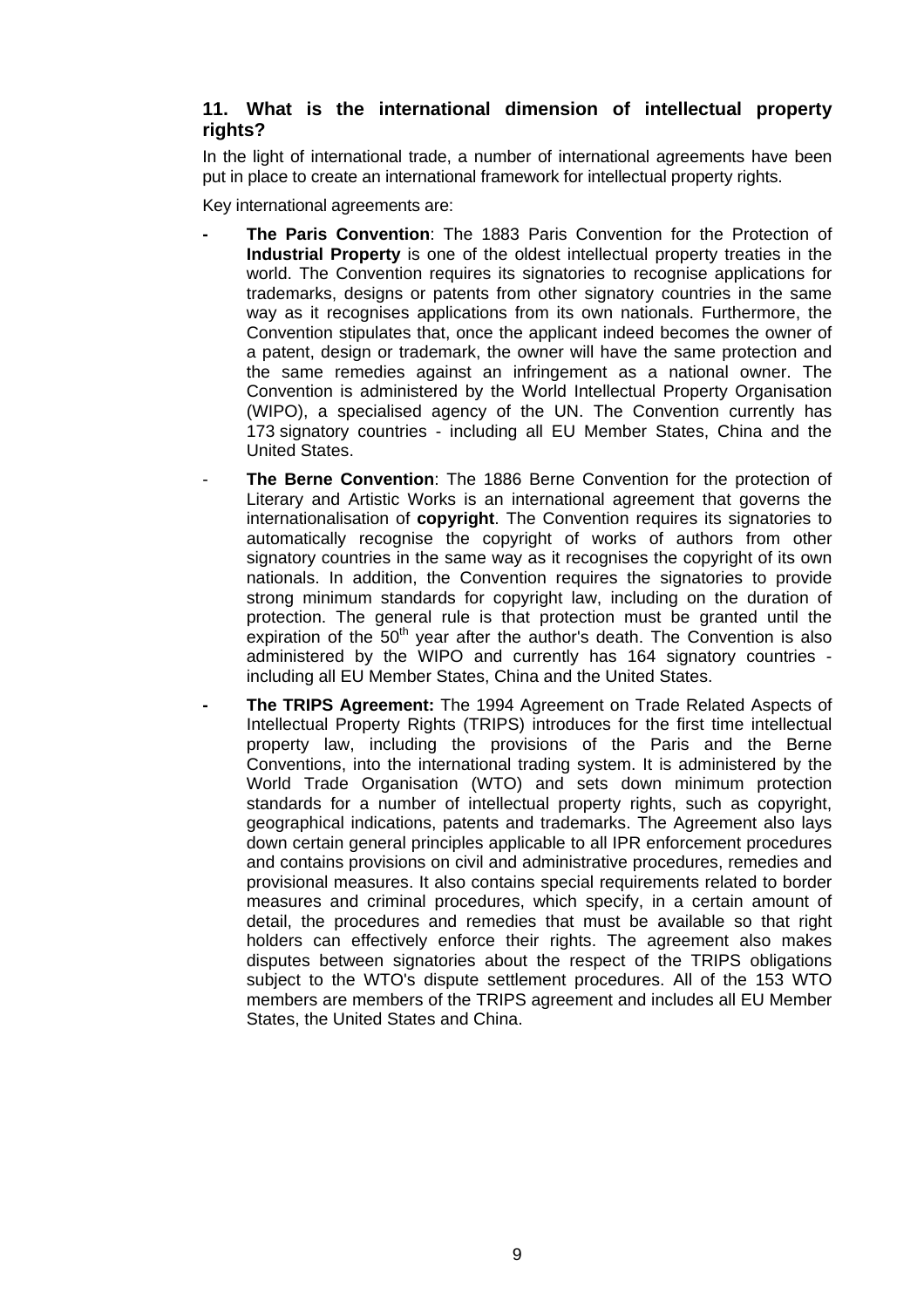## 11. What is the international dimension of intellectual property rights?

In the light of international trade, a number of international agreements have been put in place to create an international framework for intellectual property rights.

Key international agreements are:

- **The Paris Convention**: The 1883 Paris Convention for the Protection of **Industrial Property** is one of the oldest intellectual property treaties in the world. The Convention requires its signatories to recognise applications for trademarks, designs or patents from other signatory countries in the same way as it recognises applications from its own nationals. Furthermore, the Convention stipulates that, once the applicant indeed becomes the owner of a patent, design or trademark, the owner will have the same protection and the same remedies against an infringement as a national owner. The Convention is administered by the World Intellectual Property Organisation (WIPO), a specialised agency of the UN. The Convention currently has 173 signatory countries - including all EU Member States, China and the United States.
- **The Berne Convention**: The 1886 Berne Convention for the protection of Literary and Artistic Works is an international agreement that governs the internationalisation of **copyright**. The Convention requires its signatories to automatically recognise the copyright of works of authors from other signatory countries in the same way as it recognises the copyright of its own nationals. In addition, the Convention requires the signatories to provide strong minimum standards for copyright law, including on the duration of protection. The general rule is that protection must be granted until the expiration of the 50th year after the author's death. The Convention is also administered by the WIPO and currently has 164 signatory countries - including all EU Member States, China and the United States.
- **The TRIPS Agreement:** The 1994 Agreement on Trade Related Aspects of Intellectual Property Rights (TRIPS) introduces for the first time intellectual property law, including the provisions of the Paris and the Berne Conventions, into the international trading system. It is administered by the World Trade Organisation (WTO) and sets down minimum protection standards for a number of intellectual property rights, such as copyright, geographical indications, patents and trademarks. The Agreement also lays down certain general principles applicable to all IPR enforcement procedures and contains provisions on civil and administrative procedures, remedies and provisional measures. It also contains special requirements related to border measures and criminal procedures, which specify, in a certain amount of detail, the procedures and remedies that must be available so that right holders can effectively enforce their rights. The agreement also makes disputes between signatories about the respect of the TRIPS obligations subject to the WTO's dispute settlement procedures. All of the 153 WTO members are members of the TRIPS agreement and includes all EU Member States, the United States and China.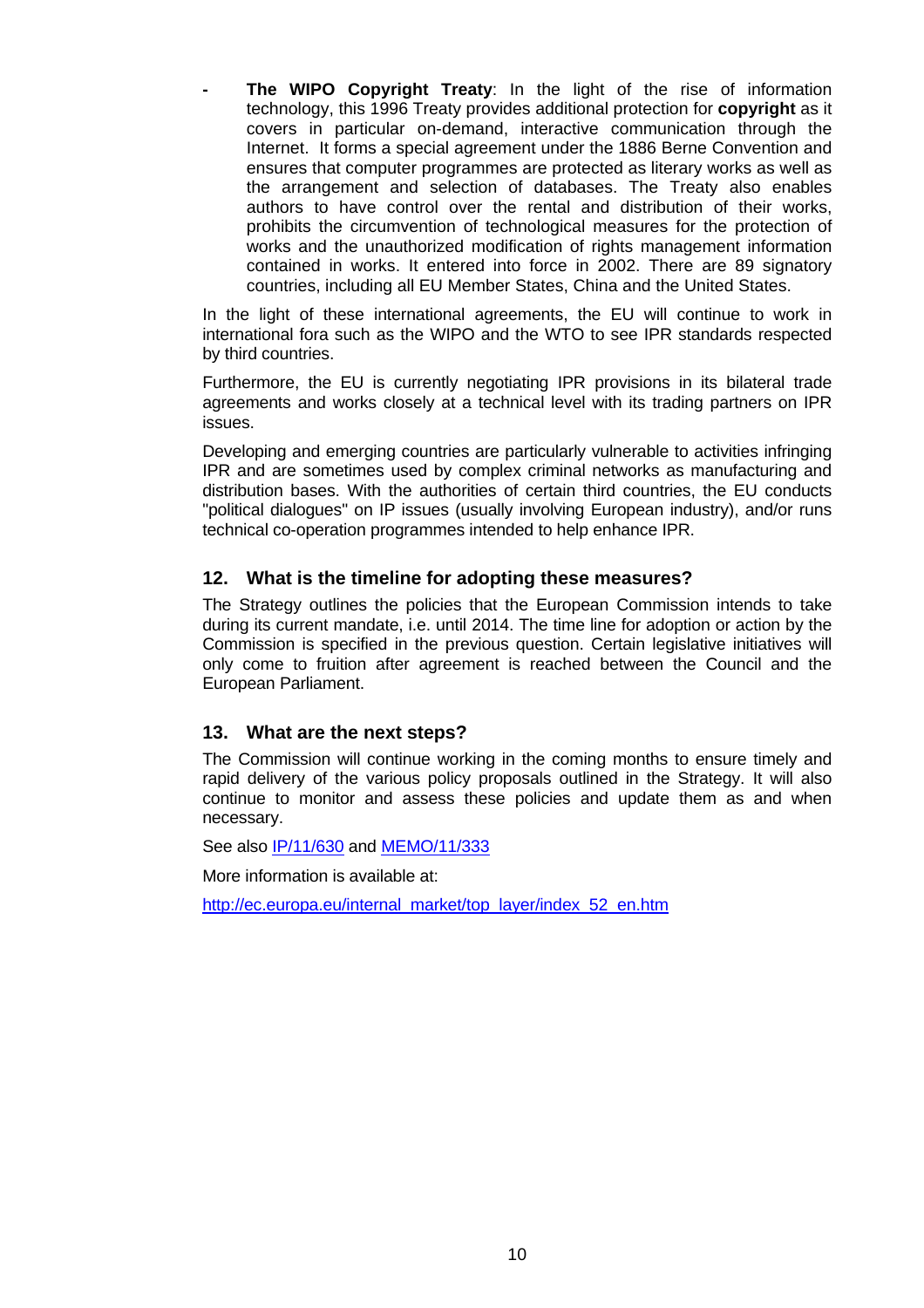- **The WIPO Copyright Treaty**: In the light of the rise of information technology, this 1996 Treaty provides additional protection for **copyright** as it covers in particular on-demand, interactive communication through the Internet. It forms a special agreement under the 1886 Berne Convention and ensures that computer programmes are protected as literary works as well as the arrangement and selection of databases. The Treaty also enables authors to have control over the rental and distribution of their works, prohibits the circumvention of technological measures for the protection of works and the unauthorized modification of rights management information contained in works. It entered into force in 2002. There are 89 signatory countries, including all EU Member States, China and the United States.

In the light of these international agreements, the EU will continue to work in international fora such as the WIPO and the WTO to see IPR standards respected by third countries.

Furthermore, the EU is currently negotiating IPR provisions in its bilateral trade agreements and works closely at a technical level with its trading partners on IPR issues.

Developing and emerging countries are particularly vulnerable to activities infringing IPR and are sometimes used by complex criminal networks as manufacturing and distribution bases. With the authorities of certain third countries, the EU conducts "political dialogues" on IP issues (usually involving European industry), and/or runs technical co-operation programmes intended to help enhance IPR.

## 12. What is the timeline for adopting these measures?

The Strategy outlines the policies that the European Commission intends to take during its current mandate, i.e. until 2014. The time line for adoption or action by the Commission is specified in the previous question. Certain legislative initiatives will only come to fruition after agreement is reached between the Council and the European Parliament.

## 13. What are the next steps?

The Commission will continue working in the coming months to ensure timely and rapid delivery of the various policy proposals outlined in the Strategy. It will also continue to monitor and assess these policies and update them as and when necessary.

See also IP/11/630 and MEMO/11/333

More information is available at:

http://ec.europa.eu/internal_market/top_layer/index_52_en.htm